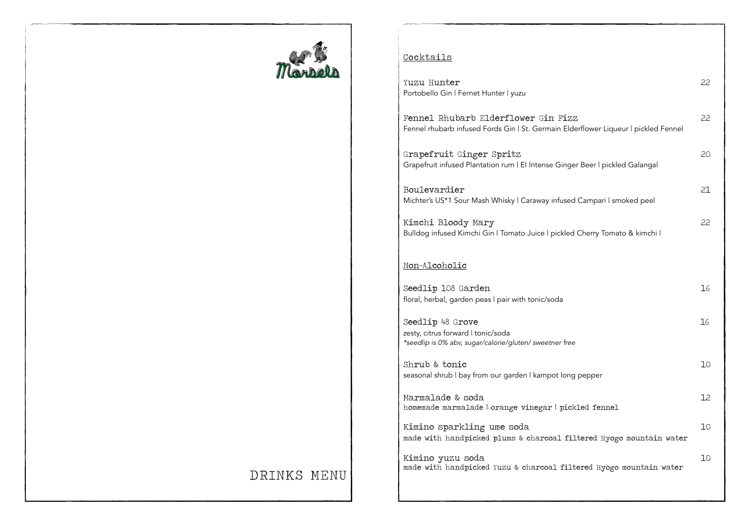Morsels

DRINKS MENU

## Cocktails

**Yuzu Hunter** — 22
Portobello Gin | Fernet Hunter | yuzu

**Fennel Rhubarb Elderflower Gin Fizz** — 22
Fennel rhubarb infused Fords Gin | St. Germain Elderflower Liqueur | pickled Fennel

**Grapefruit Ginger Spritz** — 20
Grapefruit infused Plantation rum | El Intense Ginger Beer | pickled Galangal

**Boulevardier** — 21
Michter's US*1 Sour Mash Whisky | Caraway infused Campari | smoked peel

**Kimchi Bloody Mary** — 22
Bulldog infused Kimchi Gin | Tomato Juice | pickled Cherry Tomato & kimchi |

## Non-Alcoholic

**Seedlip 108 Garden** — 16
floral, herbal, garden peas | pair with tonic/soda

**Seedlip 48 Grove** — 16
zesty, citrus forward | tonic/soda
*\*seedlip is 0% abv, sugar/calorie/gluten/ sweetner free*

**Shrub & tonic** — 10
seasonal shrub | bay from our garden | kampot long pepper

**Marmalade & soda** — 12
homemade marmalade | orange vinegar | pickled fennel

**Kimino sparkling ume soda** — 10
made with handpicked plums & charcoal filtered Hyogo mountain water

**Kimino yuzu soda** — 10
made with handpicked Yuzu & charcoal filtered Hyogo mountain water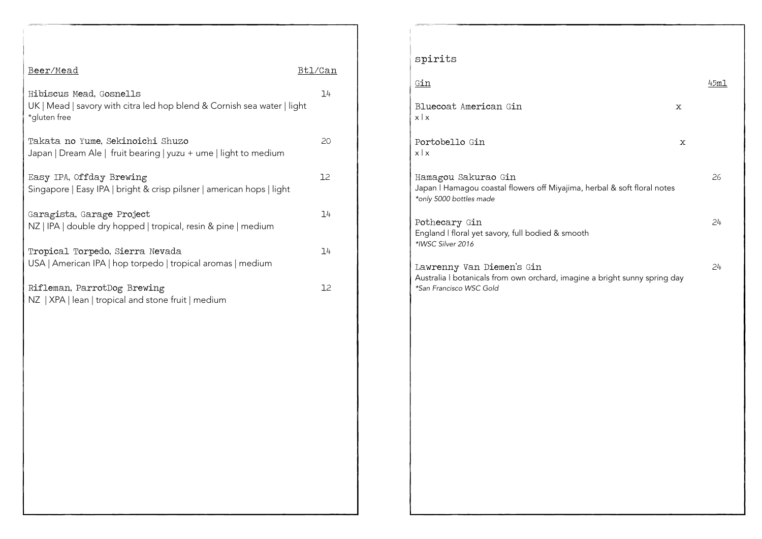## Beer/Mead

**Btl/Can**

Hibiscus Mead, Gosnells — 14
UK | Mead | savory with citra led hop blend & Cornish sea water | light
*gluten free

Takata no Yume, Sekinoichi Shuzo — 20
Japan | Dream Ale | fruit bearing | yuzu + ume | light to medium

Easy IPA, Offday Brewing — 12
Singapore | Easy IPA | bright & crisp pilsner | american hops | light

Garagista, Garage Project — 14
NZ | IPA | double dry hopped | tropical, resin & pine | medium

Tropical Torpedo, Sierra Nevada — 14
USA | American IPA | hop torpedo | tropical aromas | medium

Rifleman, ParrotDog Brewing — 12
NZ | XPA | lean | tropical and stone fruit | medium

# spirits

## Gin

**45ml**

Bluecoat American Gin — x
x | x

Portobello Gin — x
x | x

Hamagou Sakurao Gin — 26
Japan | Hamagou coastal flowers off Miyajima, herbal & soft floral notes
*only 5000 bottles made*

Pothecary Gin — 24
England | floral yet savory, full bodied & smooth
*IWSC Silver 2016*

Lawrenny Van Diemen's Gin — 24
Australia | botanicals from own orchard, imagine a bright sunny spring day
*San Francisco WSC Gold*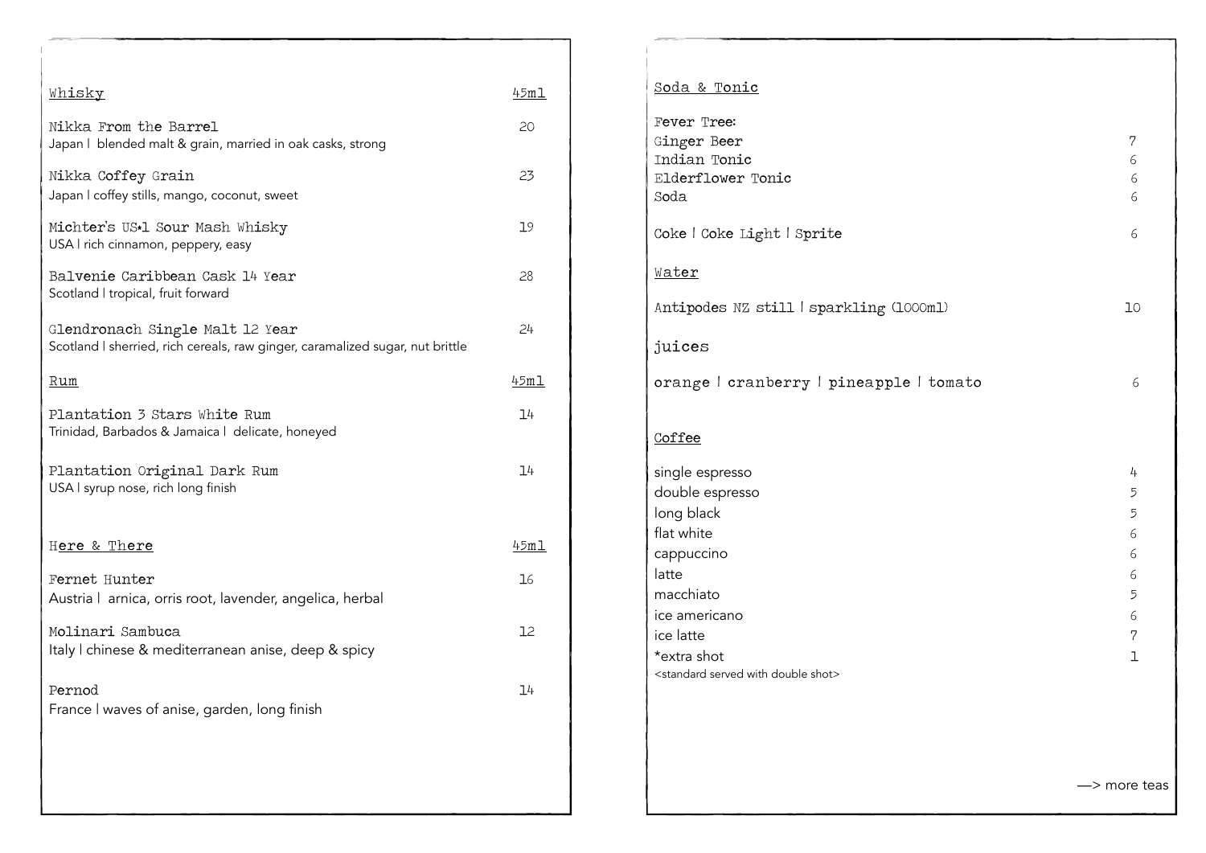## Whisky

| Whisky | 45ml |
|---|---|
| Nikka From the Barrel<br>Japan \|  blended malt & grain, married in oak casks, strong | 20 |
| Nikka Coffey Grain<br>Japan \| coffey stills, mango, coconut, sweet | 23 |
| Michter's US*1 Sour Mash Whisky<br>USA \| rich cinnamon, peppery, easy | 19 |
| Balvenie Caribbean Cask 14 Year<br>Scotland \| tropical, fruit forward | 28 |
| Glendronach Single Malt 12 Year<br>Scotland \| sherried, rich cereals, raw ginger, caramalized sugar, nut brittle | 24 |

## Rum

| Rum | 45ml |
|---|---|
| Plantation 3 Stars White Rum<br>Trinidad, Barbados & Jamaica \|  delicate, honeyed | 14 |
| Plantation Original Dark Rum<br>USA \| syrup nose, rich long finish | 14 |

## Here & There

| Here & There | 45ml |
|---|---|
| Fernet Hunter<br>Austria \|  arnica, orris root, lavender, angelica, herbal | 16 |
| Molinari Sambuca<br>Italy \| chinese & mediterranean anise, deep & spicy | 12 |
| Pernod<br>France \| waves of anise, garden, long finish | 14 |

## Soda & Tonic

Fever Tree:

| Item | Price |
|---|---|
| Ginger Beer | 7 |
| Indian Tonic | 6 |
| Elderflower Tonic | 6 |
| Soda | 6 |
| Coke \| Coke Light \| Sprite | 6 |

## Water

| Item | Price |
|---|---|
| Antipodes NZ still \| sparkling (1000ml) | 10 |

## juices

| Item | Price |
|---|---|
| orange \| cranberry \| pineapple \| tomato | 6 |

## Coffee

| Item | Price |
|---|---|
| single espresso | 4 |
| double espresso | 5 |
| long black | 5 |
| flat white | 6 |
| cappuccino | 6 |
| latte | 6 |
| macchiato | 5 |
| ice americano | 6 |
| ice latte | 7 |
| *extra shot | 1 |

<standard served with double shot>

—> more teas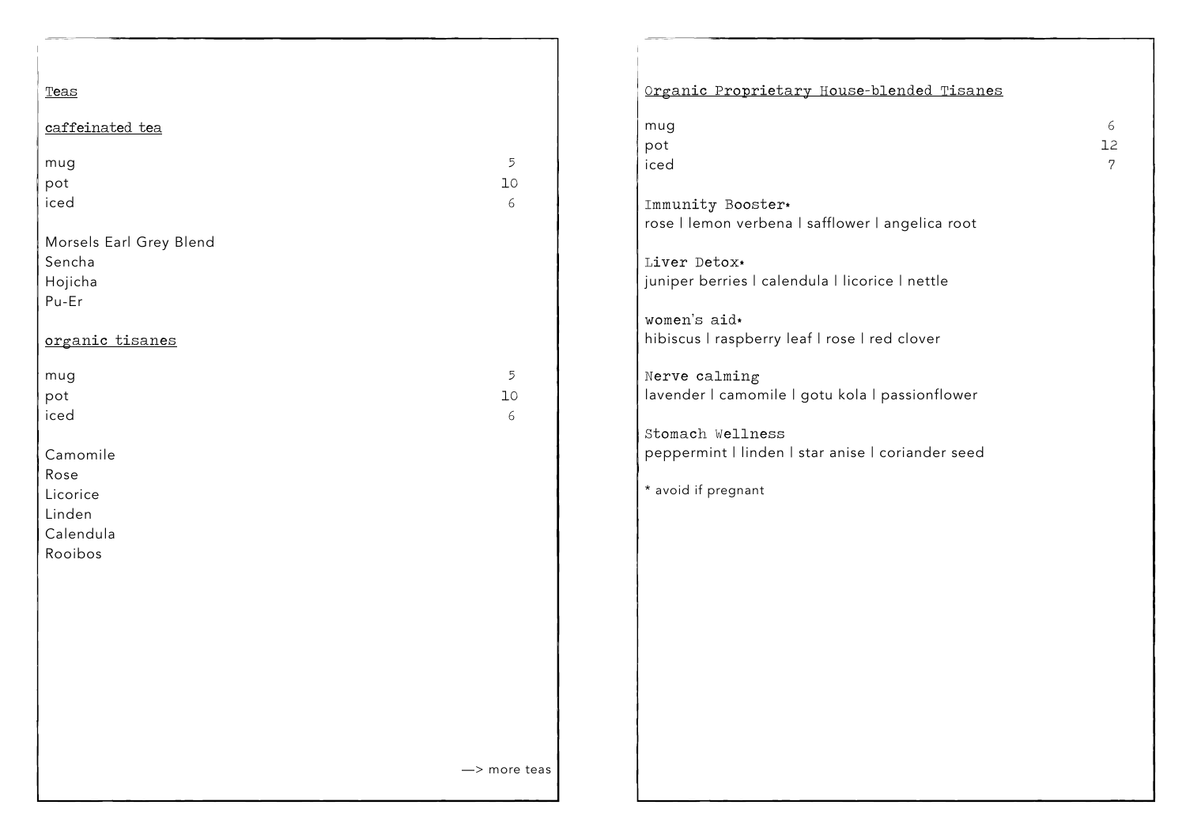## Teas

### caffeinated tea

| | |
|---|---|
| mug | 5 |
| pot | 10 |
| iced | 6 |

Morsels Earl Grey Blend
Sencha
Hojicha
Pu-Er

### organic tisanes

| | |
|---|---|
| mug | 5 |
| pot | 10 |
| iced | 6 |

Camomile
Rose
Licorice
Linden
Calendula
Rooibos

—> more teas

## Organic Proprietary House-blended Tisanes

| | |
|---|---|
| mug | 6 |
| pot | 12 |
| iced | 7 |

Immunity Booster*
rose | lemon verbena | safflower | angelica root

Liver Detox*
juniper berries | calendula | licorice | nettle

women's aid*
hibiscus | raspberry leaf | rose | red clover

Nerve calming
lavender | camomile | gotu kola | passionflower

Stomach Wellness
peppermint | linden | star anise | coriander seed

* avoid if pregnant